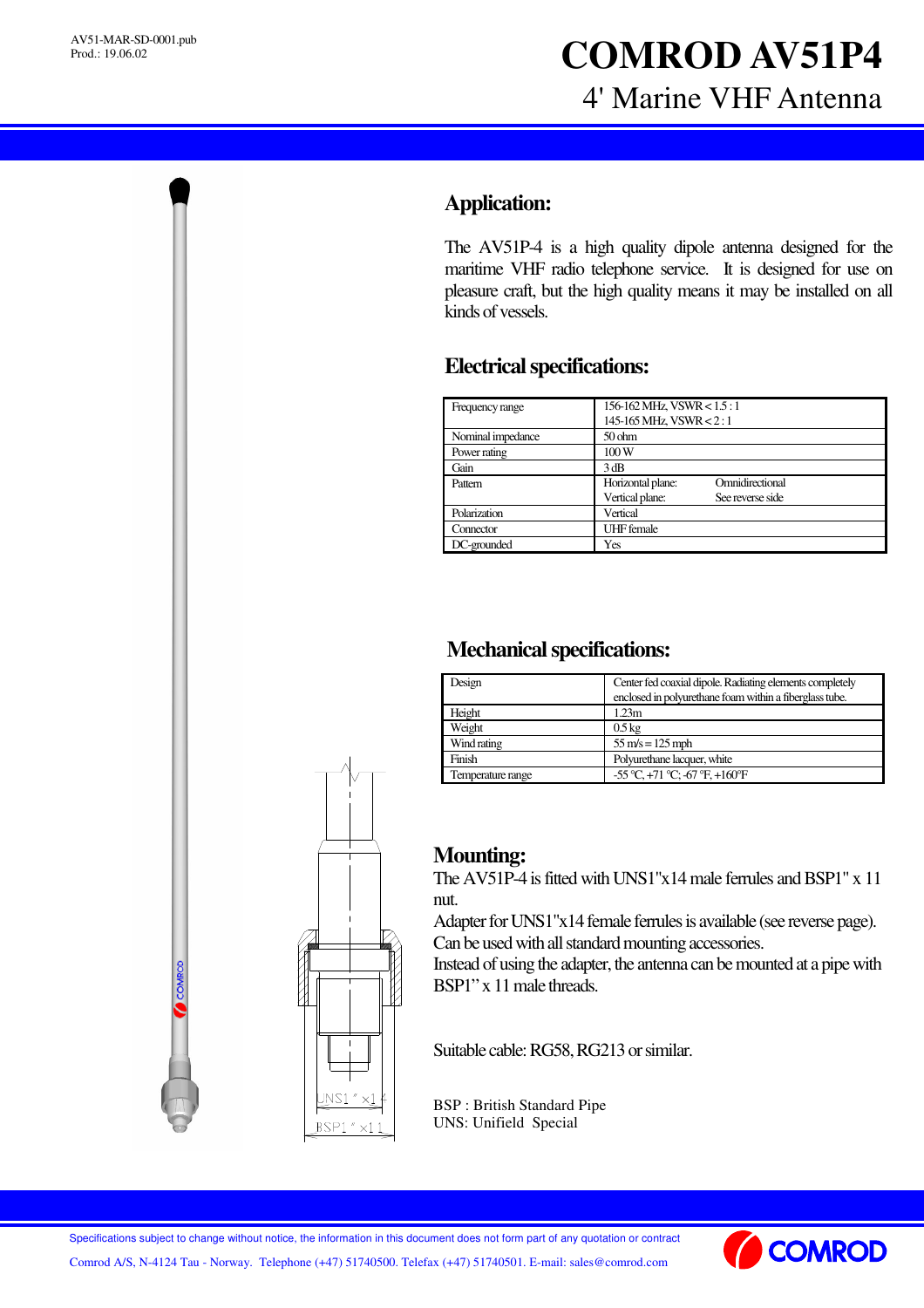AV51-MAR-SD-0001.pub
Prod.: 19.06.02

# COMROD AV51P4

## 4' Marine VHF Antenna

## Application:

The AV51P-4 is a high quality dipole antenna designed for the maritime VHF radio telephone service. It is designed for use on pleasure craft, but the high quality means it may be installed on all kinds of vessels.

## Electrical specifications:

| | |
|---|---|
| Frequency range | 156-162 MHz, VSWR < 1.5 : 1<br>145-165 MHz, VSWR < 2 : 1 |
| Nominal impedance | 50 ohm |
| Power rating | 100 W |
| Gain | 3 dB |
| Pattern | Horizontal plane: Omnidirectional<br>Vertical plane: See reverse side |
| Polarization | Vertical |
| Connector | UHF female |
| DC-grounded | Yes |

## Mechanical specifications:

| | |
|---|---|
| Design | Center fed coaxial dipole. Radiating elements completely enclosed in polyurethane foam within a fiberglass tube. |
| Height | 1.23m |
| Weight | 0.5 kg |
| Wind rating | 55 m/s = 125 mph |
| Finish | Polyurethane lacquer, white |
| Temperature range | -55 °C, +71 °C; -67 °F, +160°F |

## Mounting:

The AV51P-4 is fitted with UNS1"x14 male ferrules and BSP1" x 11 nut.
Adapter for UNS1"x14 female ferrules is available (see reverse page).
Can be used with all standard mounting accessories.
Instead of using the adapter, the antenna can be mounted at a pipe with BSP1" x 11 male threads.

Suitable cable: RG58, RG213 or similar.

BSP : British Standard Pipe
UNS: Unifield Special

UNS1" x14
BSP1" x11

Specifications subject to change without notice, the information in this document does not form part of any quotation or contract

Comrod A/S, N-4124 Tau - Norway. Telephone (+47) 51740500. Telefax (+47) 51740501. E-mail: sales@comrod.com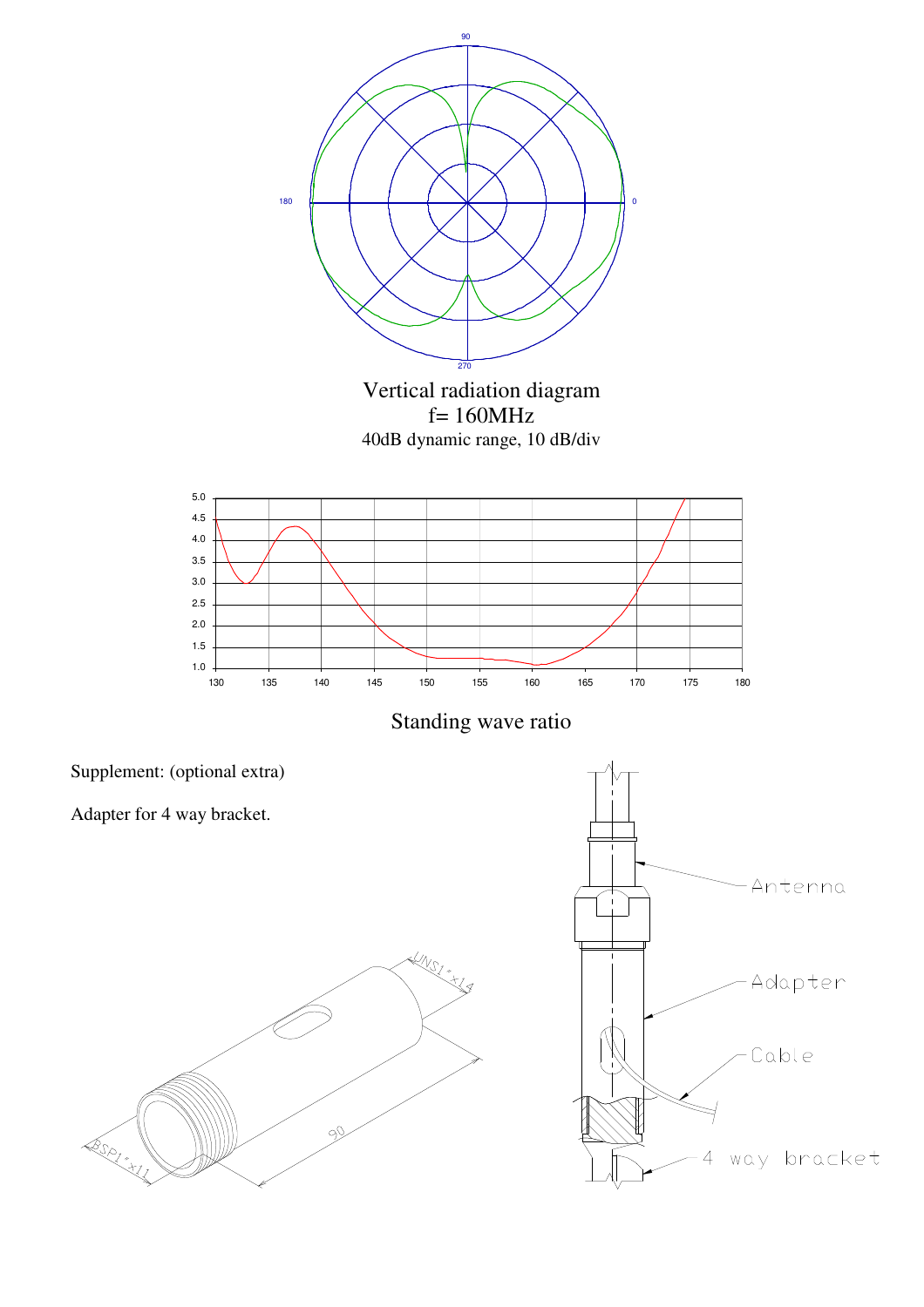90

180

0

270

Vertical radiation diagram
f= 160MHz
40dB dynamic range, 10 dB/div

5.0
4.5
4.0
3.5
3.0
2.5
2.0
1.5
1.0

130 135 140 145 150 155 160 165 170 175 180

Standing wave ratio

Supplement: (optional extra)

Adapter for 4 way bracket.

UNS1"x14

90

BSP1"x11

Antenna

Adapter

Cable

4 way bracket